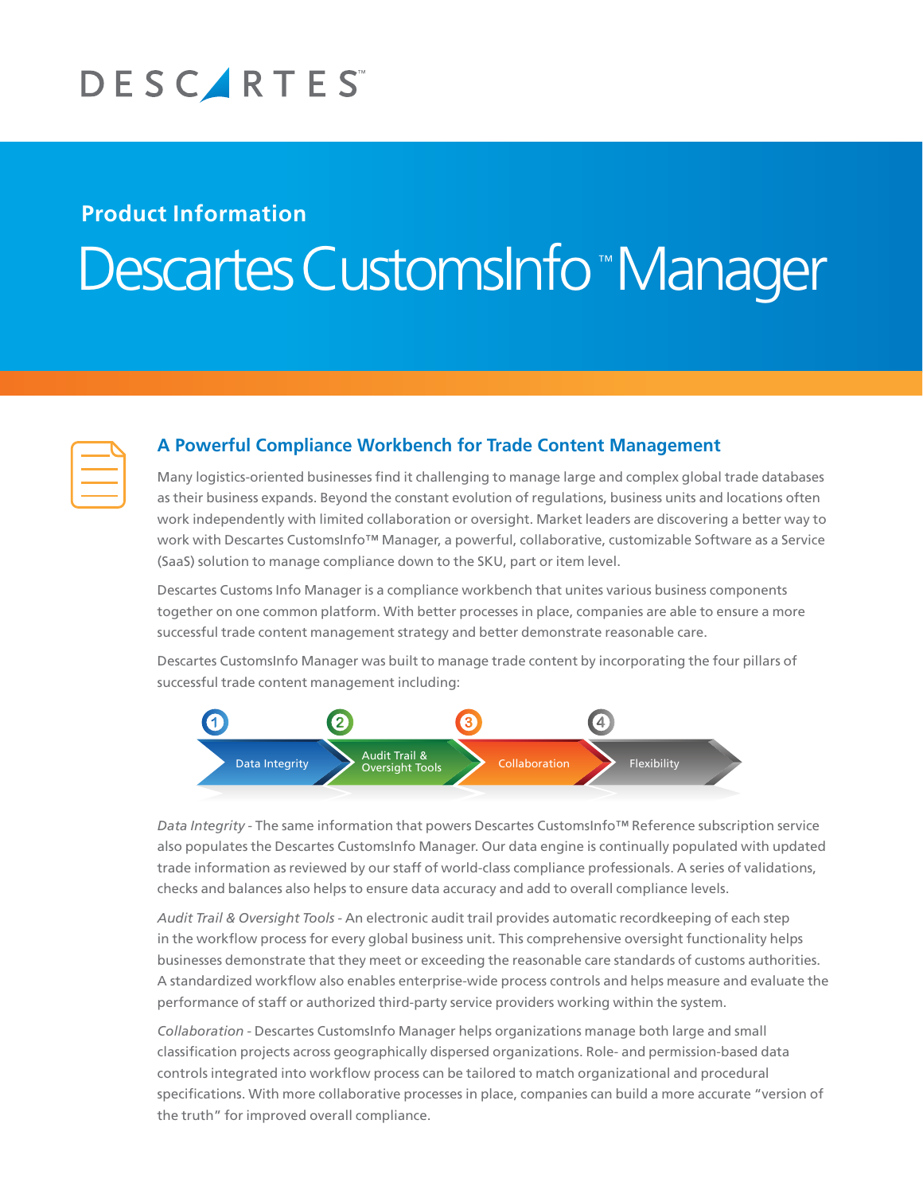DESCARTES™

## Product Information

# Descartes CustomsInfo™ Manager

## A Powerful Compliance Workbench for Trade Content Management

Many logistics-oriented businesses find it challenging to manage large and complex global trade databases as their business expands. Beyond the constant evolution of regulations, business units and locations often work independently with limited collaboration or oversight. Market leaders are discovering a better way to work with Descartes CustomsInfo™ Manager, a powerful, collaborative, customizable Software as a Service (SaaS) solution to manage compliance down to the SKU, part or item level.

Descartes Customs Info Manager is a compliance workbench that unites various business components together on one common platform. With better processes in place, companies are able to ensure a more successful trade content management strategy and better demonstrate reasonable care.

Descartes CustomsInfo Manager was built to manage trade content by incorporating the four pillars of successful trade content management including:

1. Data Integrity
2. Audit Trail & Oversight Tools
3. Collaboration
4. Flexibility

*Data Integrity* - The same information that powers Descartes CustomsInfo™ Reference subscription service also populates the Descartes CustomsInfo Manager. Our data engine is continually populated with updated trade information as reviewed by our staff of world-class compliance professionals. A series of validations, checks and balances also helps to ensure data accuracy and add to overall compliance levels.

*Audit Trail & Oversight Tools* - An electronic audit trail provides automatic recordkeeping of each step in the workflow process for every global business unit. This comprehensive oversight functionality helps businesses demonstrate that they meet or exceeding the reasonable care standards of customs authorities. A standardized workflow also enables enterprise-wide process controls and helps measure and evaluate the performance of staff or authorized third-party service providers working within the system.

*Collaboration* - Descartes CustomsInfo Manager helps organizations manage both large and small classification projects across geographically dispersed organizations. Role- and permission-based data controls integrated into workflow process can be tailored to match organizational and procedural specifications. With more collaborative processes in place, companies can build a more accurate "version of the truth" for improved overall compliance.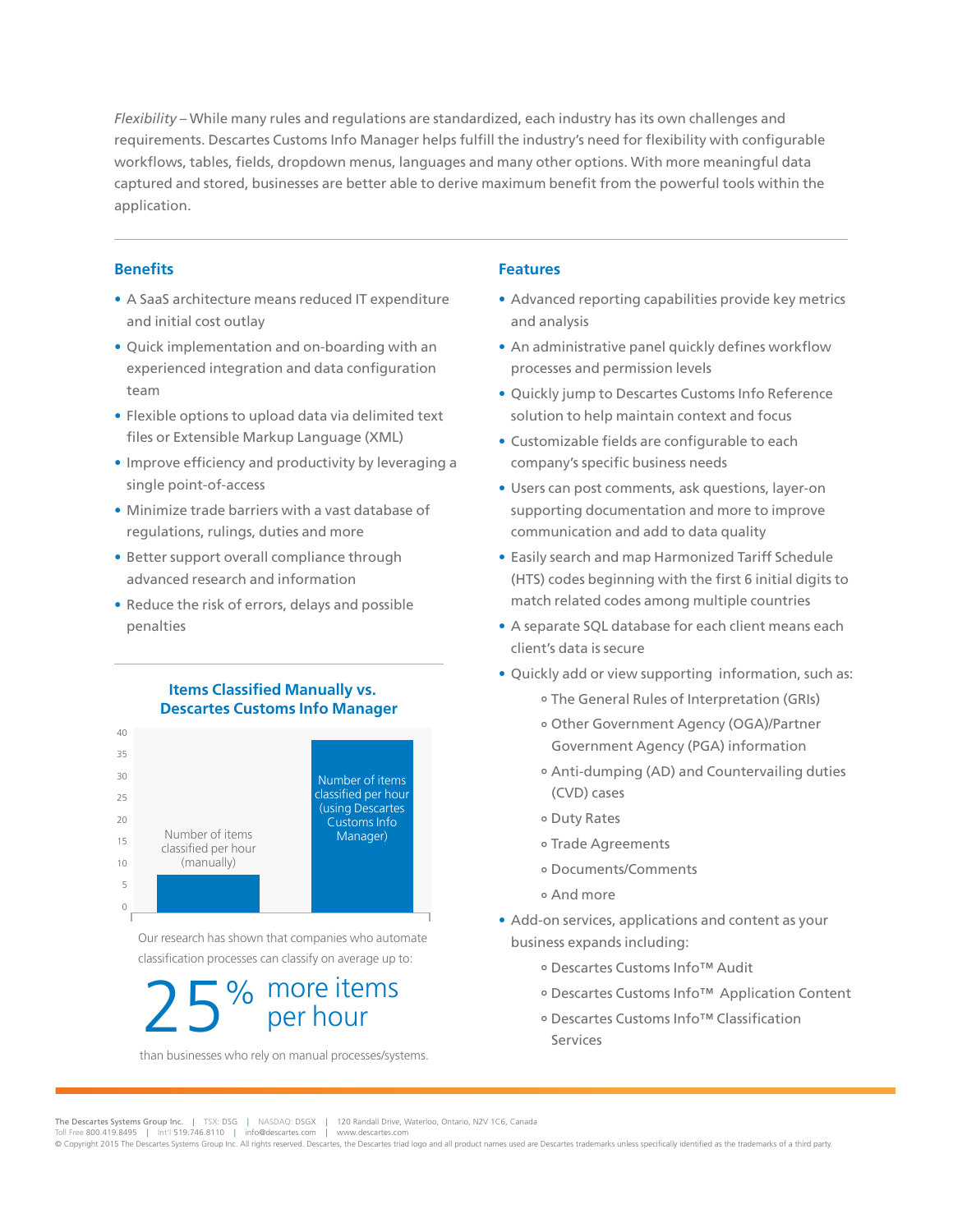*Flexibility* – While many rules and regulations are standardized, each industry has its own challenges and requirements. Descartes Customs Info Manager helps fulfill the industry's need for flexibility with configurable workflows, tables, fields, dropdown menus, languages and many other options. With more meaningful data captured and stored, businesses are better able to derive maximum benefit from the powerful tools within the application.

## Benefits

- A SaaS architecture means reduced IT expenditure and initial cost outlay
- Quick implementation and on-boarding with an experienced integration and data configuration team
- Flexible options to upload data via delimited text files or Extensible Markup Language (XML)
- Improve efficiency and productivity by leveraging a single point-of-access
- Minimize trade barriers with a vast database of regulations, rulings, duties and more
- Better support overall compliance through advanced research and information
- Reduce the risk of errors, delays and possible penalties

### Items Classified Manually vs. Descartes Customs Info Manager

40
35
30
25
20
15
10
5
0

Number of items classified per hour (manually)

Number of items classified per hour (using Descartes Customs Info Manager)

Our research has shown that companies who automate classification processes can classify on average up to:

**25% more items per hour**

than businesses who rely on manual processes/systems.

## Features

- Advanced reporting capabilities provide key metrics and analysis
- An administrative panel quickly defines workflow processes and permission levels
- Quickly jump to Descartes Customs Info Reference solution to help maintain context and focus
- Customizable fields are configurable to each company's specific business needs
- Users can post comments, ask questions, layer-on supporting documentation and more to improve communication and add to data quality
- Easily search and map Harmonized Tariff Schedule (HTS) codes beginning with the first 6 initial digits to match related codes among multiple countries
- A separate SQL database for each client means each client's data is secure
- Quickly add or view supporting information, such as:
  - The General Rules of Interpretation (GRIs)
  - Other Government Agency (OGA)/Partner Government Agency (PGA) information
  - Anti-dumping (AD) and Countervailing duties (CVD) cases
  - Duty Rates
  - Trade Agreements
  - Documents/Comments
  - And more
- Add-on services, applications and content as your business expands including:
  - Descartes Customs Info™ Audit
  - Descartes Customs Info™ Application Content
  - Descartes Customs Info™ Classification Services

The Descartes Systems Group Inc. | TSX: DSG | NASDAQ: DSGX | 120 Randall Drive, Waterloo, Ontario, N2V 1C6, Canada
Toll Free 800.419.8495 | Int'l 519.746.8110 | info@descartes.com | www.descartes.com
© Copyright 2015 The Descartes Systems Group Inc. All rights reserved. Descartes, the Descartes triad logo and all product names used are Descartes trademarks unless specifically identified as the trademarks of a third party.